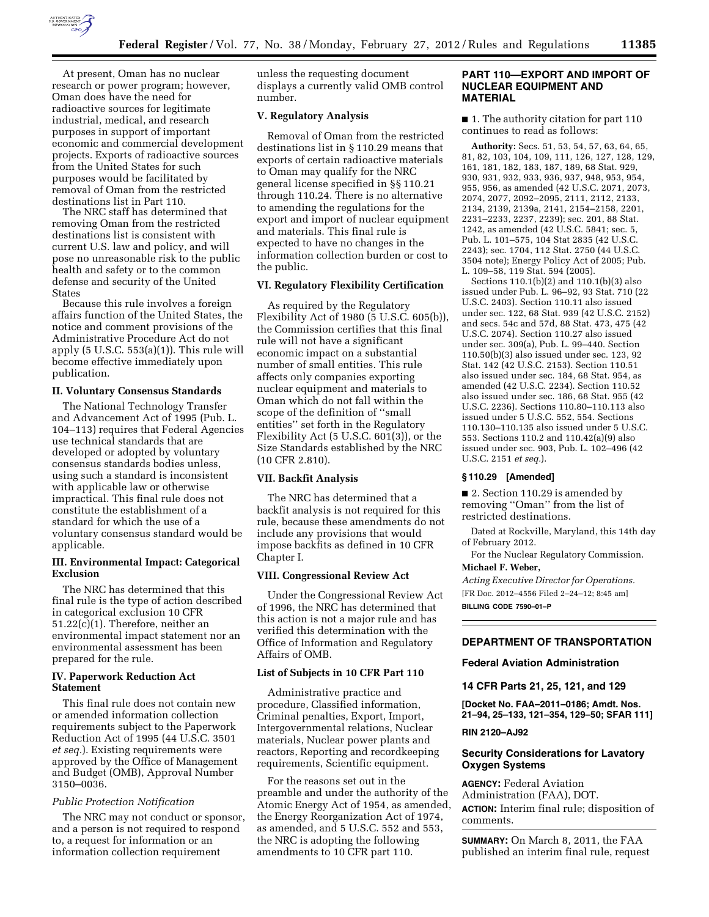At present, Oman has no nuclear research or power program; however, Oman does have the need for radioactive sources for legitimate industrial, medical, and research purposes in support of important economic and commercial development projects. Exports of radioactive sources from the United States for such purposes would be facilitated by removal of Oman from the restricted destinations list in Part 110.

The NRC staff has determined that removing Oman from the restricted destinations list is consistent with current U.S. law and policy, and will pose no unreasonable risk to the public health and safety or to the common defense and security of the United States

Because this rule involves a foreign affairs function of the United States, the notice and comment provisions of the Administrative Procedure Act do not apply (5 U.S.C. 553(a)(1)). This rule will become effective immediately upon publication.

### II. Voluntary Consensus Standards

The National Technology Transfer and Advancement Act of 1995 (Pub. L. 104–113) requires that Federal Agencies use technical standards that are developed or adopted by voluntary consensus standards bodies unless, using such a standard is inconsistent with applicable law or otherwise impractical. This final rule does not constitute the establishment of a standard for which the use of a voluntary consensus standard would be applicable.

### III. Environmental Impact: Categorical Exclusion

The NRC has determined that this final rule is the type of action described in categorical exclusion 10 CFR 51.22(c)(1). Therefore, neither an environmental impact statement nor an environmental assessment has been prepared for the rule.

### IV. Paperwork Reduction Act Statement

This final rule does not contain new or amended information collection requirements subject to the Paperwork Reduction Act of 1995 (44 U.S.C. 3501 *et seq.*). Existing requirements were approved by the Office of Management and Budget (OMB), Approval Number 3150–0036.

#### *Public Protection Notification*

The NRC may not conduct or sponsor, and a person is not required to respond to, a request for information or an information collection requirement unless the requesting document displays a currently valid OMB control number.

### V. Regulatory Analysis

Removal of Oman from the restricted destinations list in § 110.29 means that exports of certain radioactive materials to Oman may qualify for the NRC general license specified in §§ 110.21 through 110.24. There is no alternative to amending the regulations for the export and import of nuclear equipment and materials. This final rule is expected to have no changes in the information collection burden or cost to the public.

### VI. Regulatory Flexibility Certification

As required by the Regulatory Flexibility Act of 1980 (5 U.S.C. 605(b)), the Commission certifies that this final rule will not have a significant economic impact on a substantial number of small entities. This rule affects only companies exporting nuclear equipment and materials to Oman which do not fall within the scope of the definition of ''small entities'' set forth in the Regulatory Flexibility Act (5 U.S.C. 601(3)), or the Size Standards established by the NRC (10 CFR 2.810).

### VII. Backfit Analysis

The NRC has determined that a backfit analysis is not required for this rule, because these amendments do not include any provisions that would impose backfits as defined in 10 CFR Chapter I.

### VIII. Congressional Review Act

Under the Congressional Review Act of 1996, the NRC has determined that this action is not a major rule and has verified this determination with the Office of Information and Regulatory Affairs of OMB.

### List of Subjects in 10 CFR Part 110

Administrative practice and procedure, Classified information, Criminal penalties, Export, Import, Intergovernmental relations, Nuclear materials, Nuclear power plants and reactors, Reporting and recordkeeping requirements, Scientific equipment.

For the reasons set out in the preamble and under the authority of the Atomic Energy Act of 1954, as amended, the Energy Reorganization Act of 1974, as amended, and 5 U.S.C. 552 and 553, the NRC is adopting the following amendments to 10 CFR part 110.

## PART 110—EXPORT AND IMPORT OF NUCLEAR EQUIPMENT AND MATERIAL

■ 1. The authority citation for part 110 continues to read as follows:

**Authority:** Secs. 51, 53, 54, 57, 63, 64, 65, 81, 82, 103, 104, 109, 111, 126, 127, 128, 129, 161, 181, 182, 183, 187, 189, 68 Stat. 929, 930, 931, 932, 933, 936, 937, 948, 953, 954, 955, 956, as amended (42 U.S.C. 2071, 2073, 2074, 2077, 2092–2095, 2111, 2112, 2133, 2134, 2139, 2139a, 2141, 2154–2158, 2201, 2231–2233, 2237, 2239); sec. 201, 88 Stat. 1242, as amended (42 U.S.C. 5841; sec. 5, Pub. L. 101–575, 104 Stat 2835 (42 U.S.C. 2243); sec. 1704, 112 Stat. 2750 (44 U.S.C. 3504 note); Energy Policy Act of 2005; Pub. L. 109–58, 119 Stat. 594 (2005).

Sections 110.1(b)(2) and 110.1(b)(3) also issued under Pub. L. 96–92, 93 Stat. 710 (22 U.S.C. 2403). Section 110.11 also issued under sec. 122, 68 Stat. 939 (42 U.S.C. 2152) and secs. 54c and 57d, 88 Stat. 473, 475 (42 U.S.C. 2074). Section 110.27 also issued under sec. 309(a), Pub. L. 99–440. Section 110.50(b)(3) also issued under sec. 123, 92 Stat. 142 (42 U.S.C. 2153). Section 110.51 also issued under sec. 184, 68 Stat. 954, as amended (42 U.S.C. 2234). Section 110.52 also issued under sec. 186, 68 Stat. 955 (42 U.S.C. 2236). Sections 110.80–110.113 also issued under 5 U.S.C. 552, 554. Sections 110.130–110.135 also issued under 5 U.S.C. 553. Sections 110.2 and 110.42(a)(9) also issued under sec. 903, Pub. L. 102–496 (42 U.S.C. 2151 *et seq.*).

### § 110.29 [Amended]

■ 2. Section 110.29 is amended by removing ''Oman'' from the list of restricted destinations.

Dated at Rockville, Maryland, this 14th day of February 2012.

For the Nuclear Regulatory Commission.

**Michael F. Weber,**

*Acting Executive Director for Operations.*

[FR Doc. 2012–4556 Filed 2–24–12; 8:45 am]

**BILLING CODE 7590–01–P**

---

## DEPARTMENT OF TRANSPORTATION

### Federal Aviation Administration

### 14 CFR Parts 21, 25, 121, and 129

**[Docket No. FAA–2011–0186; Amdt. Nos. 21–94, 25–133, 121–354, 129–50; SFAR 111]**

**RIN 2120–AJ92**

### Security Considerations for Lavatory Oxygen Systems

**AGENCY:** Federal Aviation Administration (FAA), DOT.

**ACTION:** Interim final rule; disposition of comments.

**SUMMARY:** On March 8, 2011, the FAA published an interim final rule, request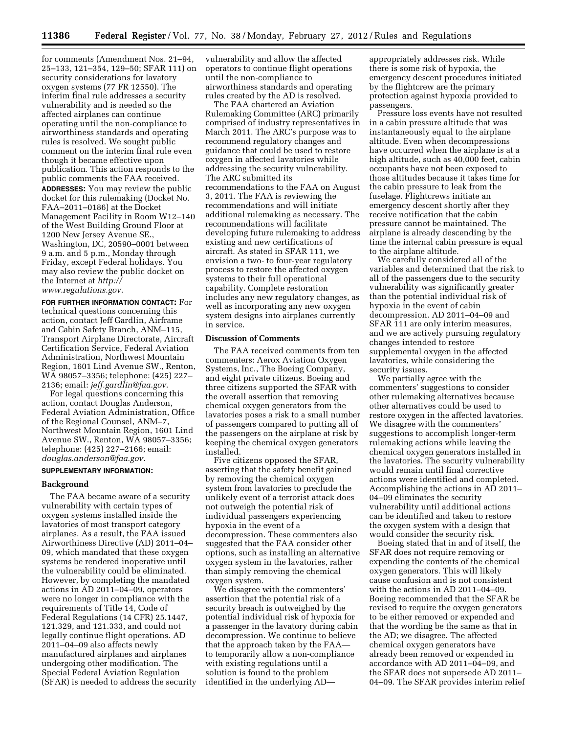for comments (Amendment Nos. 21–94, 25–133, 121–354, 129–50; SFAR 111) on security considerations for lavatory oxygen systems (77 FR 12550). The interim final rule addresses a security vulnerability and is needed so the affected airplanes can continue operating until the non-compliance to airworthiness standards and operating rules is resolved. We sought public comment on the interim final rule even though it became effective upon publication. This action responds to the public comments the FAA received.

**ADDRESSES:** You may review the public docket for this rulemaking (Docket No. FAA–2011–0186) at the Docket Management Facility in Room W12–140 of the West Building Ground Floor at 1200 New Jersey Avenue SE., Washington, DC, 20590–0001 between 9 a.m. and 5 p.m., Monday through Friday, except Federal holidays. You may also review the public docket on the Internet at *http://www.regulations.gov*.

**FOR FURTHER INFORMATION CONTACT:** For technical questions concerning this action, contact Jeff Gardlin, Airframe and Cabin Safety Branch, ANM–115, Transport Airplane Directorate, Aircraft Certification Service, Federal Aviation Administration, Northwest Mountain Region, 1601 Lind Avenue SW., Renton, WA 98057–3356; telephone: (425) 227–2136; email: *jeff.gardlin@faa.gov*.

For legal questions concerning this action, contact Douglas Anderson, Federal Aviation Administration, Office of the Regional Counsel, ANM–7, Northwest Mountain Region, 1601 Lind Avenue SW., Renton, WA 98057–3356; telephone: (425) 227–2166; email: *douglas.anderson@faa.gov*.

**SUPPLEMENTARY INFORMATION:**

## Background

The FAA became aware of a security vulnerability with certain types of oxygen systems installed inside the lavatories of most transport category airplanes. As a result, the FAA issued Airworthiness Directive (AD) 2011–04–09, which mandated that these oxygen systems be rendered inoperative until the vulnerability could be eliminated. However, by completing the mandated actions in AD 2011–04–09, operators were no longer in compliance with the requirements of Title 14, Code of Federal Regulations (14 CFR) 25.1447, 121.329, and 121.333, and could not legally continue flight operations. AD 2011–04–09 also affects newly manufactured airplanes and airplanes undergoing other modification. The Special Federal Aviation Regulation (SFAR) is needed to address the security vulnerability and allow the affected operators to continue flight operations until the non-compliance to airworthiness standards and operating rules created by the AD is resolved.

The FAA chartered an Aviation Rulemaking Committee (ARC) primarily comprised of industry representatives in March 2011. The ARC's purpose was to recommend regulatory changes and guidance that could be used to restore oxygen in affected lavatories while addressing the security vulnerability. The ARC submitted its recommendations to the FAA on August 3, 2011. The FAA is reviewing the recommendations and will initiate additional rulemaking as necessary. The recommendations will facilitate developing future rulemaking to address existing and new certifications of aircraft. As stated in SFAR 111, we envision a two- to four-year regulatory process to restore the affected oxygen systems to their full operational capability. Complete restoration includes any new regulatory changes, as well as incorporating any new oxygen system designs into airplanes currently in service.

## Discussion of Comments

The FAA received comments from ten commenters: Aerox Aviation Oxygen Systems, Inc., The Boeing Company, and eight private citizens. Boeing and three citizens supported the SFAR with the overall assertion that removing chemical oxygen generators from the lavatories poses a risk to a small number of passengers compared to putting all of the passengers on the airplane at risk by keeping the chemical oxygen generators installed.

Five citizens opposed the SFAR, asserting that the safety benefit gained by removing the chemical oxygen system from lavatories to preclude the unlikely event of a terrorist attack does not outweigh the potential risk of individual passengers experiencing hypoxia in the event of a decompression. These commenters also suggested that the FAA consider other options, such as installing an alternative oxygen system in the lavatories, rather than simply removing the chemical oxygen system.

We disagree with the commenters' assertion that the potential risk of a security breach is outweighed by the potential individual risk of hypoxia for a passenger in the lavatory during cabin decompression. We continue to believe that the approach taken by the FAA—to temporarily allow a non-compliance with existing regulations until a solution is found to the problem identified in the underlying AD—appropriately addresses risk. While there is some risk of hypoxia, the emergency descent procedures initiated by the flightcrew are the primary protection against hypoxia provided to passengers.

Pressure loss events have not resulted in a cabin pressure altitude that was instantaneously equal to the airplane altitude. Even when decompressions have occurred when the airplane is at a high altitude, such as 40,000 feet, cabin occupants have not been exposed to those altitudes because it takes time for the cabin pressure to leak from the fuselage. Flightcrews initiate an emergency descent shortly after they receive notification that the cabin pressure cannot be maintained. The airplane is already descending by the time the internal cabin pressure is equal to the airplane altitude.

We carefully considered all of the variables and determined that the risk to all of the passengers due to the security vulnerability was significantly greater than the potential individual risk of hypoxia in the event of cabin decompression. AD 2011–04–09 and SFAR 111 are only interim measures, and we are actively pursuing regulatory changes intended to restore supplemental oxygen in the affected lavatories, while considering the security issues.

We partially agree with the commenters' suggestions to consider other rulemaking alternatives because other alternatives could be used to restore oxygen in the affected lavatories. We disagree with the commenters' suggestions to accomplish longer-term rulemaking actions while leaving the chemical oxygen generators installed in the lavatories. The security vulnerability would remain until final corrective actions were identified and completed. Accomplishing the actions in AD 2011–04–09 eliminates the security vulnerability until additional actions can be identified and taken to restore the oxygen system with a design that would consider the security risk.

Boeing stated that in and of itself, the SFAR does not require removing or expending the contents of the chemical oxygen generators. This will likely cause confusion and is not consistent with the actions in AD 2011–04–09. Boeing recommended that the SFAR be revised to require the oxygen generators to be either removed or expended and that the wording be the same as that in the AD; we disagree. The affected chemical oxygen generators have already been removed or expended in accordance with AD 2011–04–09, and the SFAR does not supersede AD 2011–04–09. The SFAR provides interim relief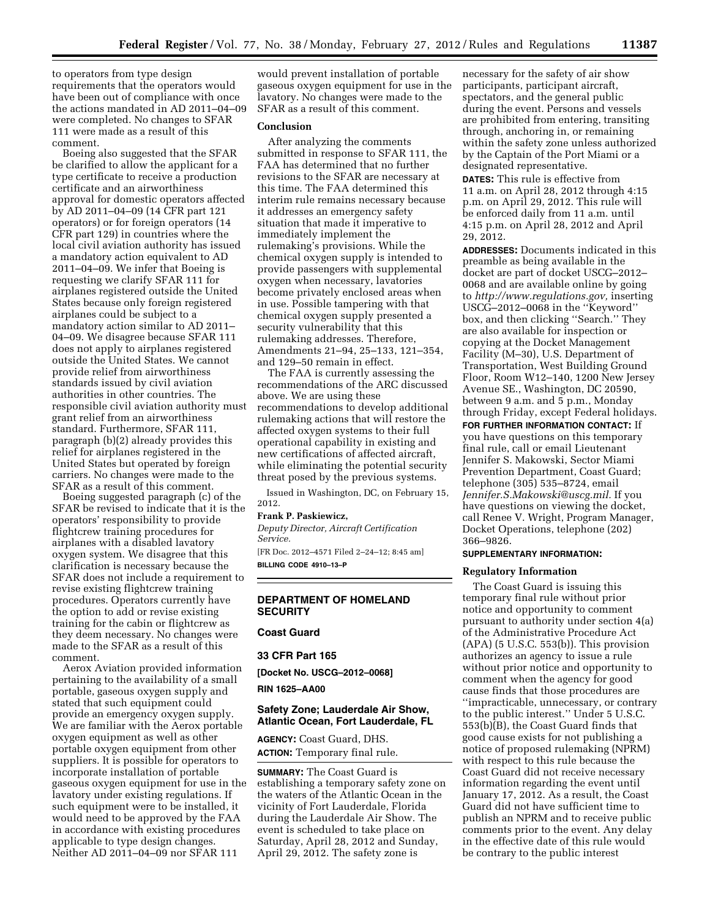to operators from type design requirements that the operators would have been out of compliance with once the actions mandated in AD 2011–04–09 were completed. No changes to SFAR 111 were made as a result of this comment.

Boeing also suggested that the SFAR be clarified to allow the applicant for a type certificate to receive a production certificate and an airworthiness approval for domestic operators affected by AD 2011–04–09 (14 CFR part 121 operators) or for foreign operators (14 CFR part 129) in countries where the local civil aviation authority has issued a mandatory action equivalent to AD 2011–04–09. We infer that Boeing is requesting we clarify SFAR 111 for airplanes registered outside the United States because only foreign registered airplanes could be subject to a mandatory action similar to AD 2011–04–09. We disagree because SFAR 111 does not apply to airplanes registered outside the United States. We cannot provide relief from airworthiness standards issued by civil aviation authorities in other countries. The responsible civil aviation authority must grant relief from an airworthiness standard. Furthermore, SFAR 111, paragraph (b)(2) already provides this relief for airplanes registered in the United States but operated by foreign carriers. No changes were made to the SFAR as a result of this comment.

Boeing suggested paragraph (c) of the SFAR be revised to indicate that it is the operators' responsibility to provide flightcrew training procedures for airplanes with a disabled lavatory oxygen system. We disagree that this clarification is necessary because the SFAR does not include a requirement to revise existing flightcrew training procedures. Operators currently have the option to add or revise existing training for the cabin or flightcrew as they deem necessary. No changes were made to the SFAR as a result of this comment.

Aerox Aviation provided information pertaining to the availability of a small portable, gaseous oxygen supply and stated that such equipment could provide an emergency oxygen supply. We are familiar with the Aerox portable oxygen equipment as well as other portable oxygen equipment from other suppliers. It is possible for operators to incorporate installation of portable gaseous oxygen equipment for use in the lavatory under existing regulations. If such equipment were to be installed, it would need to be approved by the FAA in accordance with existing procedures applicable to type design changes. Neither AD 2011–04–09 nor SFAR 111 would prevent installation of portable gaseous oxygen equipment for use in the lavatory. No changes were made to the SFAR as a result of this comment.

## Conclusion

After analyzing the comments submitted in response to SFAR 111, the FAA has determined that no further revisions to the SFAR are necessary at this time. The FAA determined this interim rule remains necessary because it addresses an emergency safety situation that made it imperative to immediately implement the rulemaking's provisions. While the chemical oxygen supply is intended to provide passengers with supplemental oxygen when necessary, lavatories become privately enclosed areas when in use. Possible tampering with that chemical oxygen supply presented a security vulnerability that this rulemaking addresses. Therefore, Amendments 21–94, 25–133, 121–354, and 129–50 remain in effect.

The FAA is currently assessing the recommendations of the ARC discussed above. We are using these recommendations to develop additional rulemaking actions that will restore the affected oxygen systems to their full operational capability in existing and new certifications of affected aircraft, while eliminating the potential security threat posed by the previous systems.

Issued in Washington, DC, on February 15, 2012.

**Frank P. Paskiewicz,**

*Deputy Director, Aircraft Certification Service.*

[FR Doc. 2012–4571 Filed 2–24–12; 8:45 am]

**BILLING CODE 4910–13–P**

---

# DEPARTMENT OF HOMELAND SECURITY

## Coast Guard

## 33 CFR Part 165

**[Docket No. USCG–2012–0068]**

**RIN 1625–AA00**

## Safety Zone; Lauderdale Air Show, Atlantic Ocean, Fort Lauderdale, FL

**AGENCY:** Coast Guard, DHS.

**ACTION:** Temporary final rule.

**SUMMARY:** The Coast Guard is establishing a temporary safety zone on the waters of the Atlantic Ocean in the vicinity of Fort Lauderdale, Florida during the Lauderdale Air Show. The event is scheduled to take place on Saturday, April 28, 2012 and Sunday, April 29, 2012. The safety zone is necessary for the safety of air show participants, participant aircraft, spectators, and the general public during the event. Persons and vessels are prohibited from entering, transiting through, anchoring in, or remaining within the safety zone unless authorized by the Captain of the Port Miami or a designated representative.

**DATES:** This rule is effective from 11 a.m. on April 28, 2012 through 4:15 p.m. on April 29, 2012. This rule will be enforced daily from 11 a.m. until 4:15 p.m. on April 28, 2012 and April 29, 2012.

**ADDRESSES:** Documents indicated in this preamble as being available in the docket are part of docket USCG–2012–0068 and are available online by going to *http://www.regulations.gov,* inserting USCG–2012–0068 in the "Keyword" box, and then clicking "Search." They are also available for inspection or copying at the Docket Management Facility (M–30), U.S. Department of Transportation, West Building Ground Floor, Room W12–140, 1200 New Jersey Avenue SE., Washington, DC 20590, between 9 a.m. and 5 p.m., Monday through Friday, except Federal holidays.

**FOR FURTHER INFORMATION CONTACT:** If you have questions on this temporary final rule, call or email Lieutenant Jennifer S. Makowski, Sector Miami Prevention Department, Coast Guard; telephone (305) 535–8724, email *Jennifer.S.Makowski@uscg.mil.* If you have questions on viewing the docket, call Renee V. Wright, Program Manager, Docket Operations, telephone (202) 366–9826.

**SUPPLEMENTARY INFORMATION:**

### Regulatory Information

The Coast Guard is issuing this temporary final rule without prior notice and opportunity to comment pursuant to authority under section 4(a) of the Administrative Procedure Act (APA) (5 U.S.C. 553(b)). This provision authorizes an agency to issue a rule without prior notice and opportunity to comment when the agency for good cause finds that those procedures are "impracticable, unnecessary, or contrary to the public interest." Under 5 U.S.C. 553(b)(B), the Coast Guard finds that good cause exists for not publishing a notice of proposed rulemaking (NPRM) with respect to this rule because the Coast Guard did not receive necessary information regarding the event until January 17, 2012. As a result, the Coast Guard did not have sufficient time to publish an NPRM and to receive public comments prior to the event. Any delay in the effective date of this rule would be contrary to the public interest